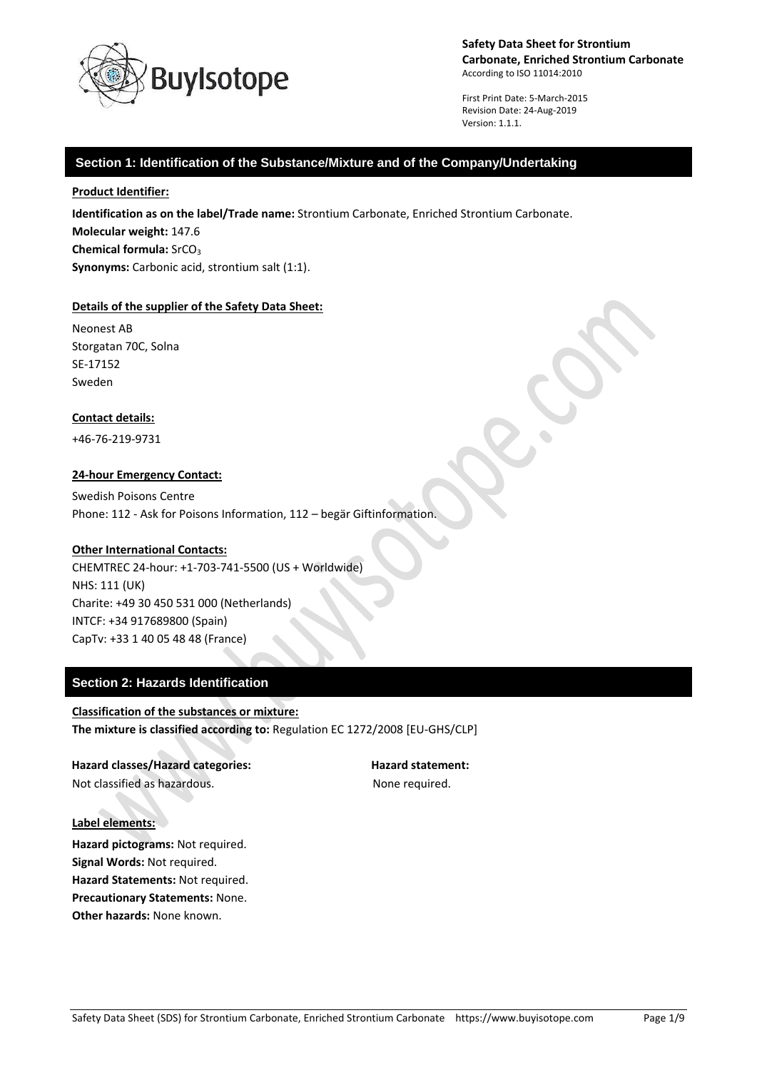**Safety Data Sheet for Strontium Carbonate, Enriched Strontium Carbonate**
According to ISO 11014:2010

First Print Date: 5-March-2015
Revision Date: 24-Aug-2019
Version: 1.1.1.

## Section 1: Identification of the Substance/Mixture and of the Company/Undertaking

**Product Identifier:**

**Identification as on the label/Trade name:** Strontium Carbonate, Enriched Strontium Carbonate.
**Molecular weight:** 147.6
**Chemical formula:** $SrCO_3$
**Synonyms:** Carbonic acid, strontium salt (1:1).

**Details of the supplier of the Safety Data Sheet:**

Neonest AB
Storgatan 70C, Solna
SE-17152
Sweden

**Contact details:**

+46-76-219-9731

**24-hour Emergency Contact:**

Swedish Poisons Centre
Phone: 112 - Ask for Poisons Information, 112 – begär Giftinformation.

**Other International Contacts:**
CHEMTREC 24-hour: +1-703-741-5500 (US + Worldwide)
NHS: 111 (UK)
Charite: +49 30 450 531 000 (Netherlands)
INTCF: +34 917689800 (Spain)
CapTv: +33 1 40 05 48 48 (France)

## Section 2: Hazards Identification

**Classification of the substances or mixture:**
**The mixture is classified according to:** Regulation EC 1272/2008 [EU-GHS/CLP]

| Hazard classes/Hazard categories: | Hazard statement: |
| --- | --- |
| Not classified as hazardous. | None required. |

**Label elements:**
**Hazard pictograms:** Not required.
**Signal Words:** Not required.
**Hazard Statements:** Not required.
**Precautionary Statements:** None.
**Other hazards:** None known.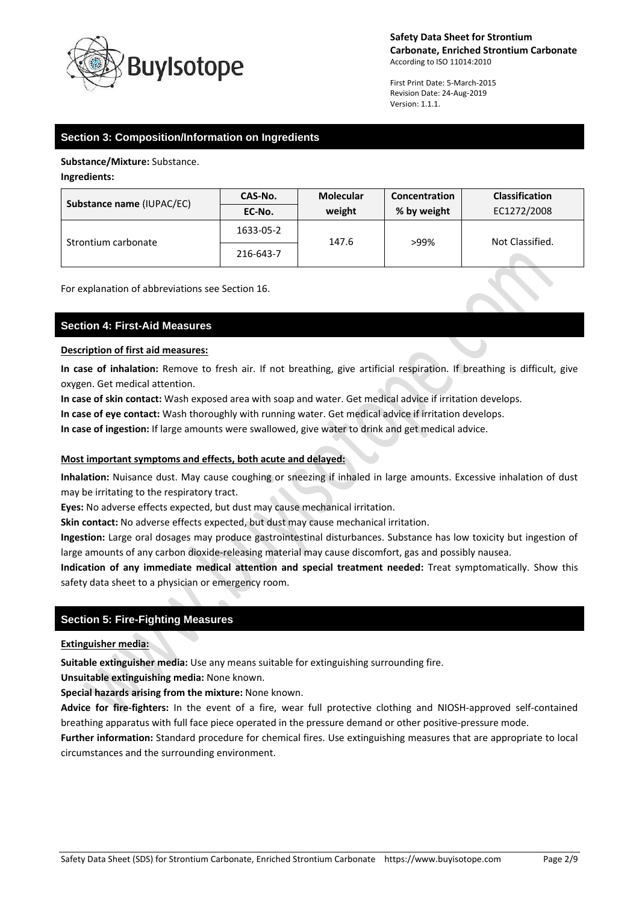## Section 3: Composition/Information on Ingredients

**Substance/Mixture:** Substance.

**Ingredients:**

| Substance name (IUPAC/EC) | CAS-No. / EC-No. | Molecular weight | Concentration % by weight | Classification EC1272/2008 |
|---|---|---|---|---|
| Strontium carbonate | 1633-05-2 / 216-643-7 | 147.6 | >99% | Not Classified. |

For explanation of abbreviations see Section 16.

## Section 4: First-Aid Measures

**Description of first aid measures:**

**In case of inhalation:** Remove to fresh air. If not breathing, give artificial respiration. If breathing is difficult, give oxygen. Get medical attention.

**In case of skin contact:** Wash exposed area with soap and water. Get medical advice if irritation develops.

**In case of eye contact:** Wash thoroughly with running water. Get medical advice if irritation develops.

**In case of ingestion:** If large amounts were swallowed, give water to drink and get medical advice.

**Most important symptoms and effects, both acute and delayed:**

**Inhalation:** Nuisance dust. May cause coughing or sneezing if inhaled in large amounts. Excessive inhalation of dust may be irritating to the respiratory tract.

**Eyes:** No adverse effects expected, but dust may cause mechanical irritation.

**Skin contact:** No adverse effects expected, but dust may cause mechanical irritation.

**Ingestion:** Large oral dosages may produce gastrointestinal disturbances. Substance has low toxicity but ingestion of large amounts of any carbon dioxide-releasing material may cause discomfort, gas and possibly nausea.

**Indication of any immediate medical attention and special treatment needed:** Treat symptomatically. Show this safety data sheet to a physician or emergency room.

## Section 5: Fire-Fighting Measures

**Extinguisher media:**

**Suitable extinguisher media:** Use any means suitable for extinguishing surrounding fire.

**Unsuitable extinguishing media:** None known.

**Special hazards arising from the mixture:** None known.

**Advice for fire-fighters:** In the event of a fire, wear full protective clothing and NIOSH-approved self-contained breathing apparatus with full face piece operated in the pressure demand or other positive-pressure mode.

**Further information:** Standard procedure for chemical fires. Use extinguishing measures that are appropriate to local circumstances and the surrounding environment.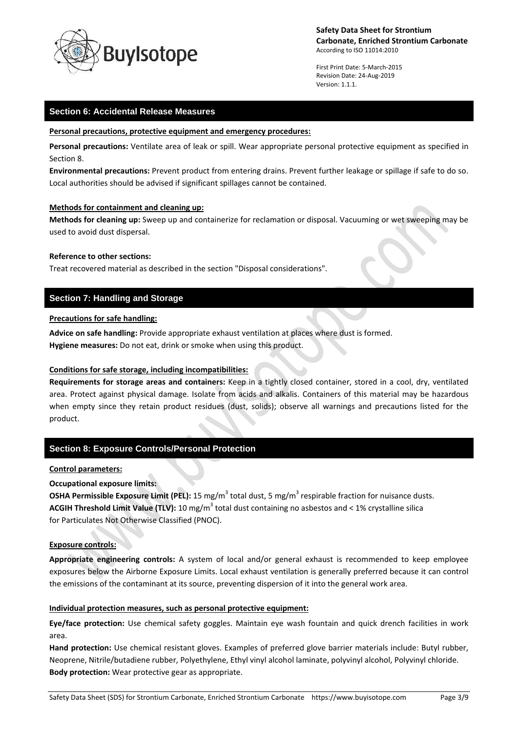## Section 6: Accidental Release Measures

**Personal precautions, protective equipment and emergency procedures:**

**Personal precautions:** Ventilate area of leak or spill. Wear appropriate personal protective equipment as specified in Section 8.

**Environmental precautions:** Prevent product from entering drains. Prevent further leakage or spillage if safe to do so. Local authorities should be advised if significant spillages cannot be contained.

**Methods for containment and cleaning up:**

**Methods for cleaning up:** Sweep up and containerize for reclamation or disposal. Vacuuming or wet sweeping may be used to avoid dust dispersal.

**Reference to other sections:**

Treat recovered material as described in the section "Disposal considerations".

## Section 7: Handling and Storage

**Precautions for safe handling:**

**Advice on safe handling:** Provide appropriate exhaust ventilation at places where dust is formed.

**Hygiene measures:** Do not eat, drink or smoke when using this product.

**Conditions for safe storage, including incompatibilities:**

**Requirements for storage areas and containers:** Keep in a tightly closed container, stored in a cool, dry, ventilated area. Protect against physical damage. Isolate from acids and alkalis. Containers of this material may be hazardous when empty since they retain product residues (dust, solids); observe all warnings and precautions listed for the product.

## Section 8: Exposure Controls/Personal Protection

**Control parameters:**

**Occupational exposure limits:**

**OSHA Permissible Exposure Limit (PEL):** 15 mg/m$^3$ total dust, 5 mg/m$^3$ respirable fraction for nuisance dusts.

**ACGIH Threshold Limit Value (TLV):** 10 mg/m$^3$ total dust containing no asbestos and < 1% crystalline silica for Particulates Not Otherwise Classified (PNOC).

**Exposure controls:**

**Appropriate engineering controls:** A system of local and/or general exhaust is recommended to keep employee exposures below the Airborne Exposure Limits. Local exhaust ventilation is generally preferred because it can control the emissions of the contaminant at its source, preventing dispersion of it into the general work area.

**Individual protection measures, such as personal protective equipment:**

**Eye/face protection:** Use chemical safety goggles. Maintain eye wash fountain and quick drench facilities in work area.

**Hand protection:** Use chemical resistant gloves. Examples of preferred glove barrier materials include: Butyl rubber, Neoprene, Nitrile/butadiene rubber, Polyethylene, Ethyl vinyl alcohol laminate, polyvinyl alcohol, Polyvinyl chloride.

**Body protection:** Wear protective gear as appropriate.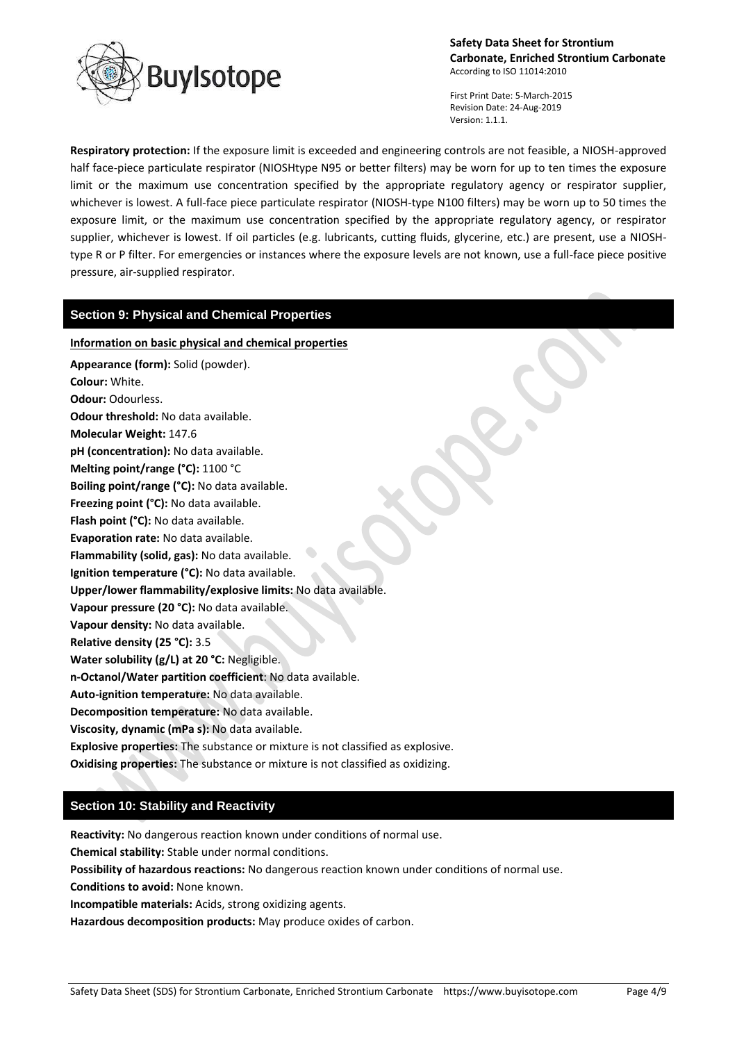**Respiratory protection:** If the exposure limit is exceeded and engineering controls are not feasible, a NIOSH-approved half face-piece particulate respirator (NIOSHtype N95 or better filters) may be worn for up to ten times the exposure limit or the maximum use concentration specified by the appropriate regulatory agency or respirator supplier, whichever is lowest. A full-face piece particulate respirator (NIOSH-type N100 filters) may be worn up to 50 times the exposure limit, or the maximum use concentration specified by the appropriate regulatory agency, or respirator supplier, whichever is lowest. If oil particles (e.g. lubricants, cutting fluids, glycerine, etc.) are present, use a NIOSH-type R or P filter. For emergencies or instances where the exposure levels are not known, use a full-face piece positive pressure, air-supplied respirator.

## Section 9: Physical and Chemical Properties

**Information on basic physical and chemical properties**

**Appearance (form):** Solid (powder).
**Colour:** White.
**Odour:** Odourless.
**Odour threshold:** No data available.
**Molecular Weight:** 147.6
**pH (concentration):** No data available.
**Melting point/range (°C):** 1100 °C
**Boiling point/range (°C):** No data available.
**Freezing point (°C):** No data available.
**Flash point (°C):** No data available.
**Evaporation rate:** No data available.
**Flammability (solid, gas):** No data available.
**Ignition temperature (°C):** No data available.
**Upper/lower flammability/explosive limits:** No data available.
**Vapour pressure (20 °C):** No data available.
**Vapour density:** No data available.
**Relative density (25 °C):** 3.5
**Water solubility (g/L) at 20 °C:** Negligible.
**n-Octanol/Water partition coefficient**: No data available.
**Auto-ignition temperature:** No data available.
**Decomposition temperature:** No data available.
**Viscosity, dynamic (mPa s):** No data available.
**Explosive properties:** The substance or mixture is not classified as explosive.
**Oxidising properties:** The substance or mixture is not classified as oxidizing.

## Section 10: Stability and Reactivity

**Reactivity:** No dangerous reaction known under conditions of normal use.
**Chemical stability:** Stable under normal conditions.
**Possibility of hazardous reactions:** No dangerous reaction known under conditions of normal use.
**Conditions to avoid:** None known.
**Incompatible materials:** Acids, strong oxidizing agents.
**Hazardous decomposition products:** May produce oxides of carbon.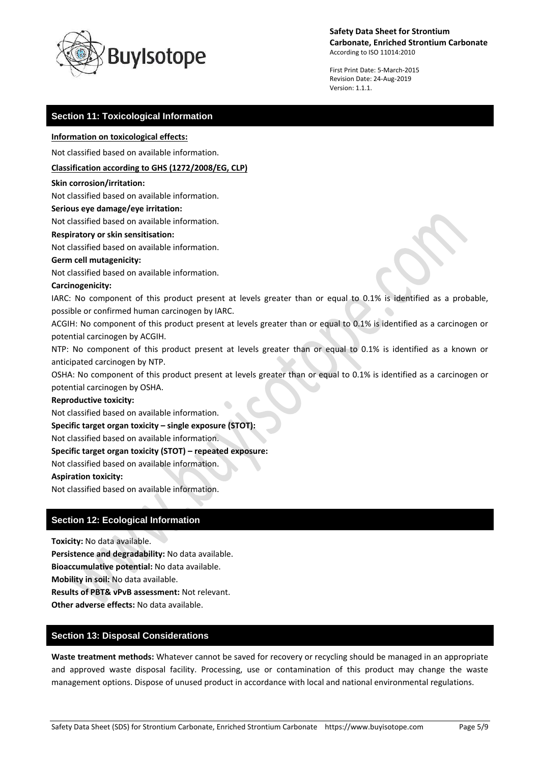## Section 11: Toxicological Information

**Information on toxicological effects:**

Not classified based on available information.

**Classification according to GHS (1272/2008/EG, CLP)**

**Skin corrosion/irritation:**

Not classified based on available information.

**Serious eye damage/eye irritation:**

Not classified based on available information.

**Respiratory or skin sensitisation:**

Not classified based on available information.

**Germ cell mutagenicity:**

Not classified based on available information.

**Carcinogenicity:**

IARC: No component of this product present at levels greater than or equal to 0.1% is identified as a probable, possible or confirmed human carcinogen by IARC.

ACGIH: No component of this product present at levels greater than or equal to 0.1% is identified as a carcinogen or potential carcinogen by ACGIH.

NTP: No component of this product present at levels greater than or equal to 0.1% is identified as a known or anticipated carcinogen by NTP.

OSHA: No component of this product present at levels greater than or equal to 0.1% is identified as a carcinogen or potential carcinogen by OSHA.

**Reproductive toxicity:**

Not classified based on available information.

**Specific target organ toxicity – single exposure (STOT):**

Not classified based on available information.

**Specific target organ toxicity (STOT) – repeated exposure:**

Not classified based on available information.

**Aspiration toxicity:**

Not classified based on available information.

## Section 12: Ecological Information

**Toxicity:** No data available.

**Persistence and degradability:** No data available.

**Bioaccumulative potential:** No data available.

**Mobility in soil:** No data available.

**Results of PBT& vPvB assessment:** Not relevant.

**Other adverse effects:** No data available.

## Section 13: Disposal Considerations

**Waste treatment methods:** Whatever cannot be saved for recovery or recycling should be managed in an appropriate and approved waste disposal facility. Processing, use or contamination of this product may change the waste management options. Dispose of unused product in accordance with local and national environmental regulations.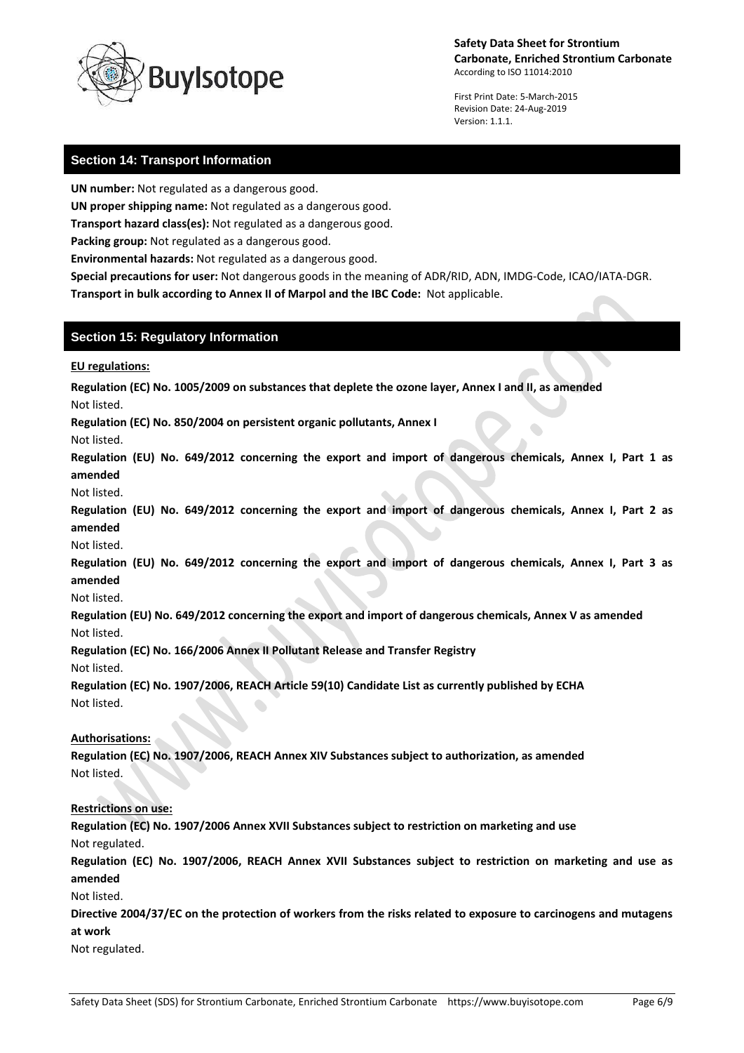## Section 14: Transport Information

**UN number:** Not regulated as a dangerous good.

**UN proper shipping name:** Not regulated as a dangerous good.

**Transport hazard class(es):** Not regulated as a dangerous good.

**Packing group:** Not regulated as a dangerous good.

**Environmental hazards:** Not regulated as a dangerous good.

**Special precautions for user:** Not dangerous goods in the meaning of ADR/RID, ADN, IMDG-Code, ICAO/IATA-DGR.

**Transport in bulk according to Annex II of Marpol and the IBC Code:** Not applicable.

## Section 15: Regulatory Information

**EU regulations:**

**Regulation (EC) No. 1005/2009 on substances that deplete the ozone layer, Annex I and II, as amended**
Not listed.

**Regulation (EC) No. 850/2004 on persistent organic pollutants, Annex I**
Not listed.

**Regulation (EU) No. 649/2012 concerning the export and import of dangerous chemicals, Annex I, Part 1 as amended**
Not listed.

**Regulation (EU) No. 649/2012 concerning the export and import of dangerous chemicals, Annex I, Part 2 as amended**
Not listed.

**Regulation (EU) No. 649/2012 concerning the export and import of dangerous chemicals, Annex I, Part 3 as amended**
Not listed.

**Regulation (EU) No. 649/2012 concerning the export and import of dangerous chemicals, Annex V as amended**
Not listed.

**Regulation (EC) No. 166/2006 Annex II Pollutant Release and Transfer Registry**
Not listed.

**Regulation (EC) No. 1907/2006, REACH Article 59(10) Candidate List as currently published by ECHA**
Not listed.

**Authorisations:**

**Regulation (EC) No. 1907/2006, REACH Annex XIV Substances subject to authorization, as amended**
Not listed.

**Restrictions on use:**

**Regulation (EC) No. 1907/2006 Annex XVII Substances subject to restriction on marketing and use**
Not regulated.

**Regulation (EC) No. 1907/2006, REACH Annex XVII Substances subject to restriction on marketing and use as amended**
Not listed.

**Directive 2004/37/EC on the protection of workers from the risks related to exposure to carcinogens and mutagens at work**
Not regulated.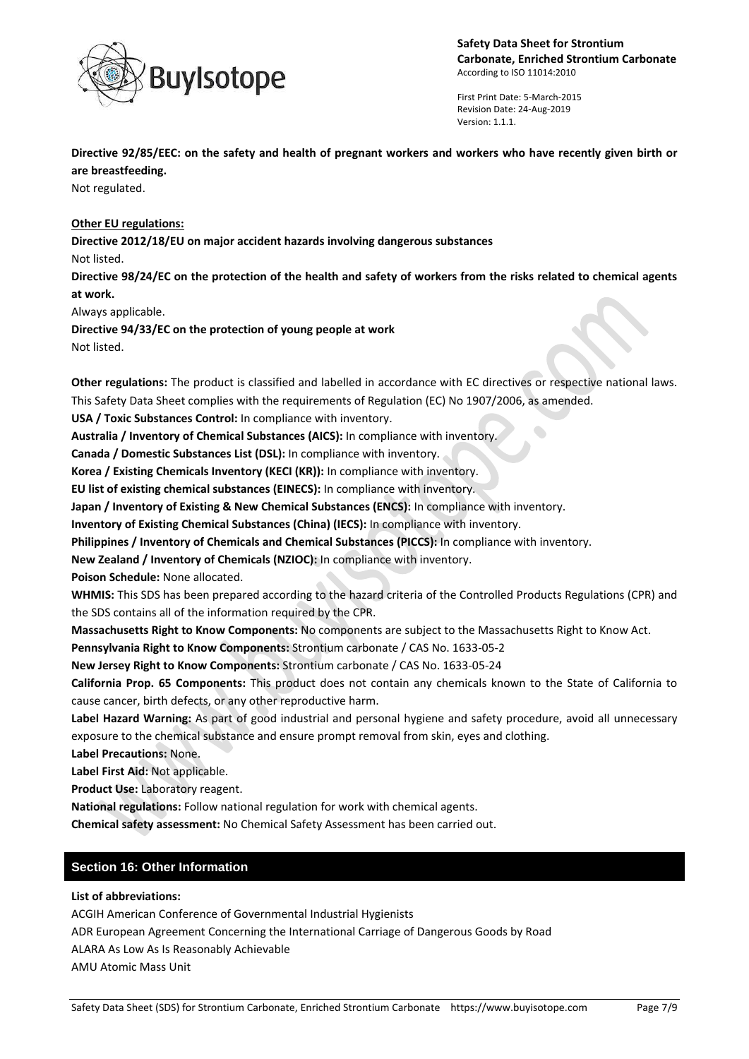**Directive 92/85/EEC: on the safety and health of pregnant workers and workers who have recently given birth or are breastfeeding.**
Not regulated.

**Other EU regulations:**

**Directive 2012/18/EU on major accident hazards involving dangerous substances**
Not listed.

**Directive 98/24/EC on the protection of the health and safety of workers from the risks related to chemical agents at work.**
Always applicable.

**Directive 94/33/EC on the protection of young people at work**
Not listed.

**Other regulations:** The product is classified and labelled in accordance with EC directives or respective national laws. This Safety Data Sheet complies with the requirements of Regulation (EC) No 1907/2006, as amended.

**USA / Toxic Substances Control:** In compliance with inventory.

**Australia / Inventory of Chemical Substances (AICS):** In compliance with inventory.

**Canada / Domestic Substances List (DSL):** In compliance with inventory.

**Korea / Existing Chemicals Inventory (KECI (KR)):** In compliance with inventory.

**EU list of existing chemical substances (EINECS):** In compliance with inventory.

**Japan / Inventory of Existing & New Chemical Substances (ENCS):** In compliance with inventory.

**Inventory of Existing Chemical Substances (China) (IECS):** In compliance with inventory.

**Philippines / Inventory of Chemicals and Chemical Substances (PICCS):** In compliance with inventory.

**New Zealand / Inventory of Chemicals (NZIOC):** In compliance with inventory.

**Poison Schedule:** None allocated.

**WHMIS:** This SDS has been prepared according to the hazard criteria of the Controlled Products Regulations (CPR) and the SDS contains all of the information required by the CPR.

**Massachusetts Right to Know Components:** No components are subject to the Massachusetts Right to Know Act.

**Pennsylvania Right to Know Components:** Strontium carbonate / CAS No. 1633-05-2

**New Jersey Right to Know Components:** Strontium carbonate / CAS No. 1633-05-24

**California Prop. 65 Components:** This product does not contain any chemicals known to the State of California to cause cancer, birth defects, or any other reproductive harm.

**Label Hazard Warning:** As part of good industrial and personal hygiene and safety procedure, avoid all unnecessary exposure to the chemical substance and ensure prompt removal from skin, eyes and clothing.

**Label Precautions:** None.

**Label First Aid:** Not applicable.

**Product Use:** Laboratory reagent.

**National regulations:** Follow national regulation for work with chemical agents.

**Chemical safety assessment:** No Chemical Safety Assessment has been carried out.

## Section 16: Other Information

**List of abbreviations:**

ACGIH American Conference of Governmental Industrial Hygienists
ADR European Agreement Concerning the International Carriage of Dangerous Goods by Road
ALARA As Low As Is Reasonably Achievable
AMU Atomic Mass Unit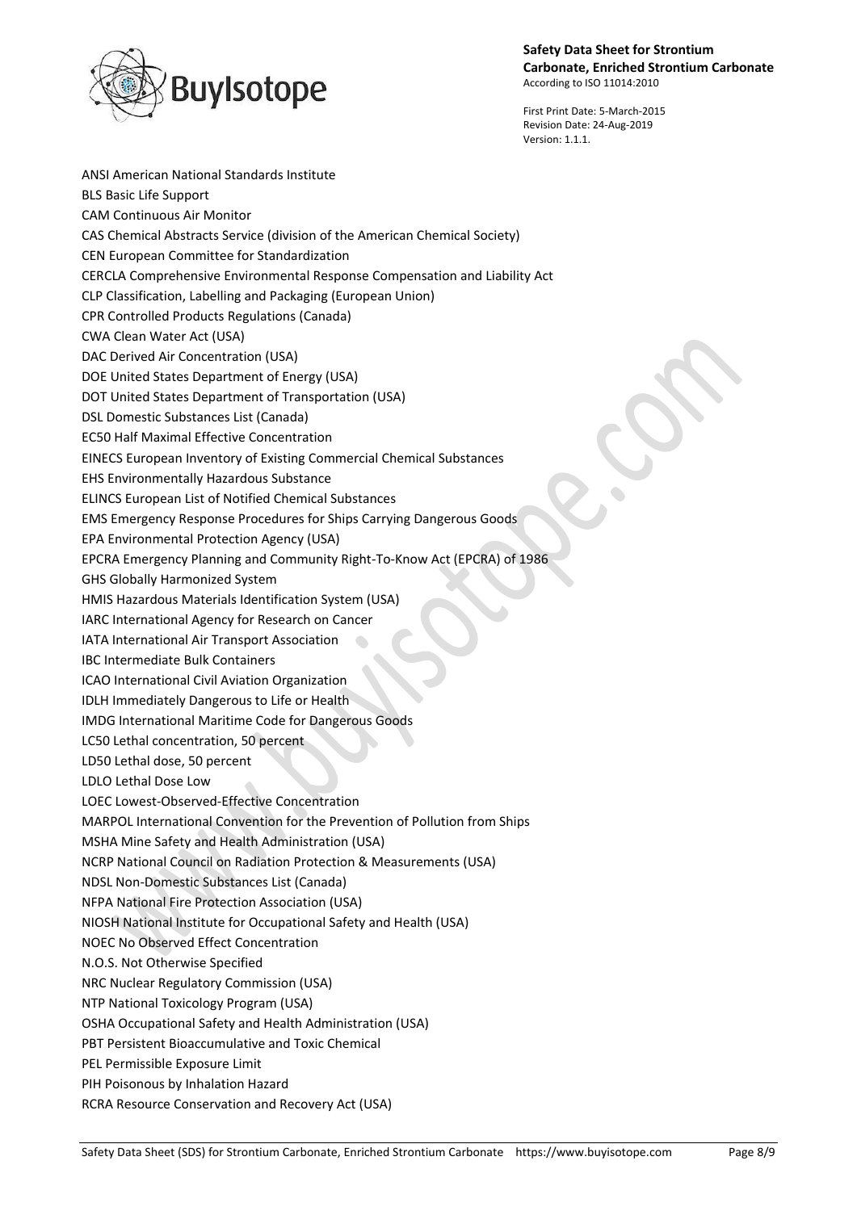ANSI American National Standards Institute
BLS Basic Life Support
CAM Continuous Air Monitor
CAS Chemical Abstracts Service (division of the American Chemical Society)
CEN European Committee for Standardization
CERCLA Comprehensive Environmental Response Compensation and Liability Act
CLP Classification, Labelling and Packaging (European Union)
CPR Controlled Products Regulations (Canada)
CWA Clean Water Act (USA)
DAC Derived Air Concentration (USA)
DOE United States Department of Energy (USA)
DOT United States Department of Transportation (USA)
DSL Domestic Substances List (Canada)
EC50 Half Maximal Effective Concentration
EINECS European Inventory of Existing Commercial Chemical Substances
EHS Environmentally Hazardous Substance
ELINCS European List of Notified Chemical Substances
EMS Emergency Response Procedures for Ships Carrying Dangerous Goods
EPA Environmental Protection Agency (USA)
EPCRA Emergency Planning and Community Right-To-Know Act (EPCRA) of 1986
GHS Globally Harmonized System
HMIS Hazardous Materials Identification System (USA)
IARC International Agency for Research on Cancer
IATA International Air Transport Association
IBC Intermediate Bulk Containers
ICAO International Civil Aviation Organization
IDLH Immediately Dangerous to Life or Health
IMDG International Maritime Code for Dangerous Goods
LC50 Lethal concentration, 50 percent
LD50 Lethal dose, 50 percent
LDLO Lethal Dose Low
LOEC Lowest-Observed-Effective Concentration
MARPOL International Convention for the Prevention of Pollution from Ships
MSHA Mine Safety and Health Administration (USA)
NCRP National Council on Radiation Protection & Measurements (USA)
NDSL Non-Domestic Substances List (Canada)
NFPA National Fire Protection Association (USA)
NIOSH National Institute for Occupational Safety and Health (USA)
NOEC No Observed Effect Concentration
N.O.S. Not Otherwise Specified
NRC Nuclear Regulatory Commission (USA)
NTP National Toxicology Program (USA)
OSHA Occupational Safety and Health Administration (USA)
PBT Persistent Bioaccumulative and Toxic Chemical
PEL Permissible Exposure Limit
PIH Poisonous by Inhalation Hazard
RCRA Resource Conservation and Recovery Act (USA)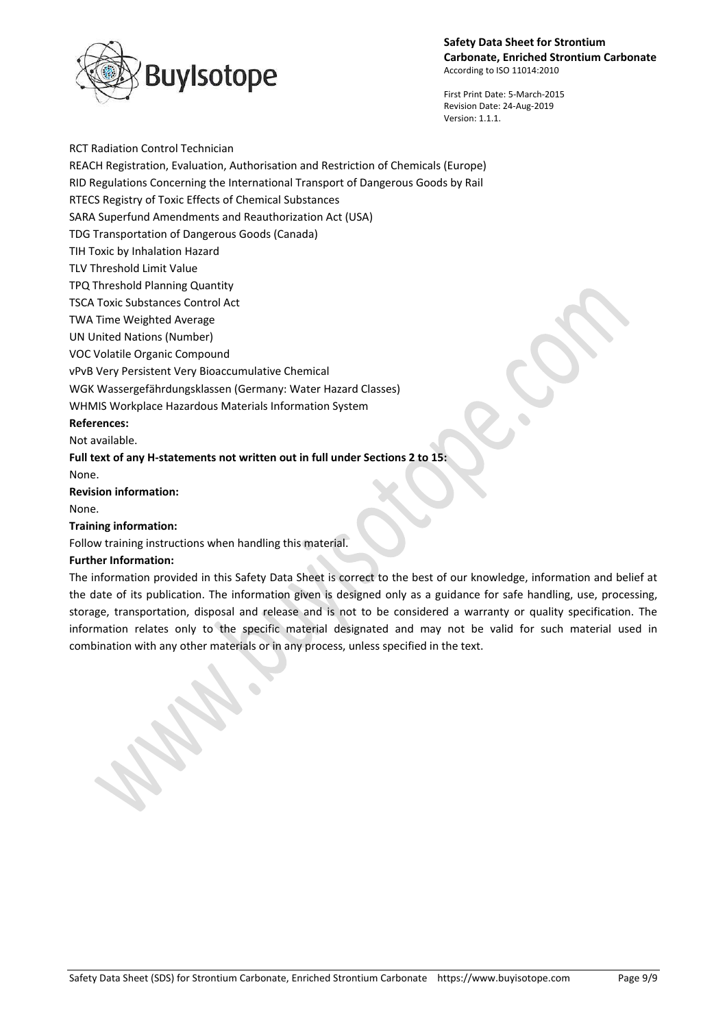RCT Radiation Control Technician

REACH Registration, Evaluation, Authorisation and Restriction of Chemicals (Europe)

RID Regulations Concerning the International Transport of Dangerous Goods by Rail

RTECS Registry of Toxic Effects of Chemical Substances

SARA Superfund Amendments and Reauthorization Act (USA)

TDG Transportation of Dangerous Goods (Canada)

TIH Toxic by Inhalation Hazard

TLV Threshold Limit Value

TPQ Threshold Planning Quantity

TSCA Toxic Substances Control Act

TWA Time Weighted Average

UN United Nations (Number)

VOC Volatile Organic Compound

vPvB Very Persistent Very Bioaccumulative Chemical

WGK Wassergefährdungsklassen (Germany: Water Hazard Classes)

WHMIS Workplace Hazardous Materials Information System

**References:**

Not available.

**Full text of any H-statements not written out in full under Sections 2 to 15:**

None.

**Revision information:**

None.

**Training information:**

Follow training instructions when handling this material.

**Further Information:**

The information provided in this Safety Data Sheet is correct to the best of our knowledge, information and belief at the date of its publication. The information given is designed only as a guidance for safe handling, use, processing, storage, transportation, disposal and release and is not to be considered a warranty or quality specification. The information relates only to the specific material designated and may not be valid for such material used in combination with any other materials or in any process, unless specified in the text.